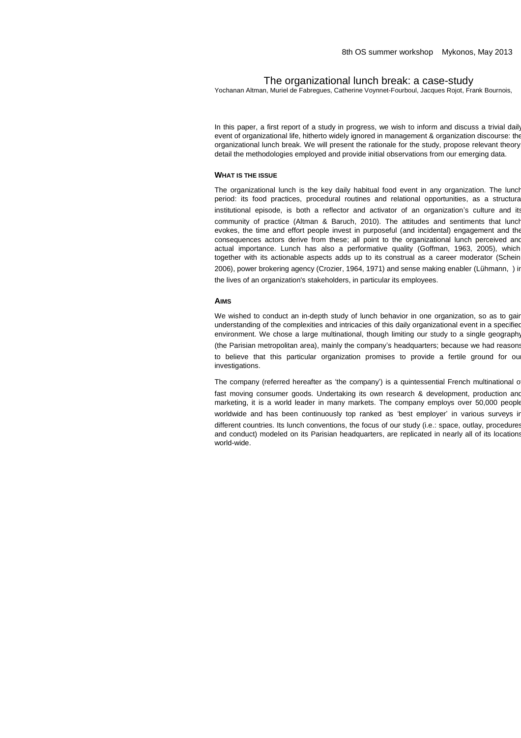# The organizational lunch break: a case-study

Yochanan Altman, Muriel de Fabregues, Catherine Voynnet-Fourboul, Jacques Rojot, Frank Bournois,

In this paper, a first report of a study in progress, we wish to inform and discuss a trivial daily event of organizational life, hitherto widely ignored in management & organization discourse: the organizational lunch break. We will present the rationale for the study, propose relevant theory, detail the methodologies employed and provide initial observations from our emerging data.

## What is the issue

The organizational lunch is the key daily habitual food event in any organization. The lunch period: its food practices, procedural routines and relational opportunities, as a structural institutional episode, is both a reflector and activator of an organization's culture and its community of practice (Altman & Baruch, 2010). The attitudes and sentiments that lunch evokes, the time and effort people invest in purposeful (and incidental) engagement and the consequences actors derive from these; all point to the organizational lunch perceived and actual importance. Lunch has also a performative quality (Goffman, 1963, 2005), which together with its actionable aspects adds up to its construal as a career moderator (Schein 2006), power brokering agency (Crozier, 1964, 1971) and sense making enabler (Lühmann, ) in the lives of an organization's stakeholders, in particular its employees.

## Aims

We wished to conduct an in-depth study of lunch behavior in one organization, so as to gain understanding of the complexities and intricacies of this daily organizational event in a specified environment. We chose a large multinational, though limiting our study to a single geography (the Parisian metropolitan area), mainly the company's headquarters; because we had reasons to believe that this particular organization promises to provide a fertile ground for our investigations.

The company (referred hereafter as 'the company') is a quintessential French multinational of fast moving consumer goods. Undertaking its own research & development, production and marketing, it is a world leader in many markets. The company employs over 50,000 people worldwide and has been continuously top ranked as 'best employer' in various surveys in different countries. Its lunch conventions, the focus of our study (i.e.: space, outlay, procedures and conduct) modeled on its Parisian headquarters, are replicated in nearly all of its locations world-wide.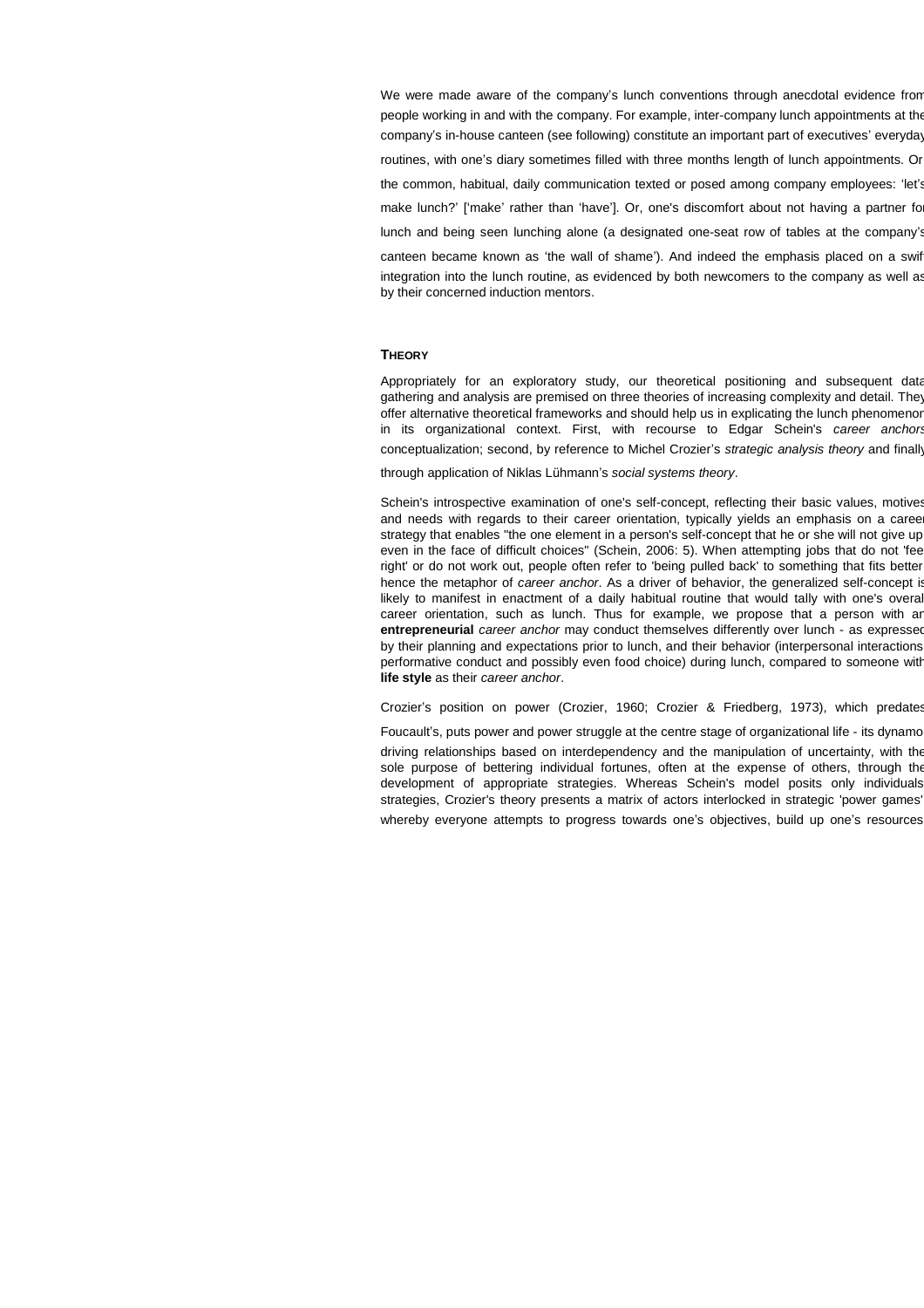We were made aware of the company's lunch conventions through anecdotal evidence from people working in and with the company. For example, inter-company lunch appointments at the company's in-house canteen (see following) constitute an important part of executives' everyday routines, with one's diary sometimes filled with three months length of lunch appointments. Or the common, habitual, daily communication texted or posed among company employees: 'let's make lunch?' ['make' rather than 'have']. Or, one's discomfort about not having a partner for lunch and being seen lunching alone (a designated one-seat row of tables at the company's canteen became known as 'the wall of shame'). And indeed the emphasis placed on a swift integration into the lunch routine, as evidenced by both newcomers to the company as well as by their concerned induction mentors.

## THEORY

Appropriately for an exploratory study, our theoretical positioning and subsequent data gathering and analysis are premised on three theories of increasing complexity and detail. They offer alternative theoretical frameworks and should help us in explicating the lunch phenomenon in its organizational context. First, with recourse to Edgar Schein's *career anchors* conceptualization; second, by reference to Michel Crozier's *strategic analysis theory* and finally through application of Niklas Lühmann's *social systems theory*.

Schein's introspective examination of one's self-concept, reflecting their basic values, motives and needs with regards to their career orientation, typically yields an emphasis on a career strategy that enables "the one element in a person's self-concept that he or she will not give up even in the face of difficult choices" (Schein, 2006: 5). When attempting jobs that do not 'feel right' or do not work out, people often refer to 'being pulled back' to something that fits better, hence the metaphor of *career anchor*. As a driver of behavior, the generalized self-concept is likely to manifest in enactment of a daily habitual routine that would tally with one's overall career orientation, such as lunch. Thus for example, we propose that a person with an **entrepreneurial** *career anchor* may conduct themselves differently over lunch - as expressed by their planning and expectations prior to lunch, and their behavior (interpersonal interactions, performative conduct and possibly even food choice) during lunch, compared to someone with **life style** as their *career anchor*.

Crozier's position on power (Crozier, 1960; Crozier & Friedberg, 1973), which predates Foucault's, puts power and power struggle at the centre stage of organizational life - its dynamo driving relationships based on interdependency and the manipulation of uncertainty, with the sole purpose of bettering individual fortunes, often at the expense of others, through the development of appropriate strategies. Whereas Schein's model posits only individuals' strategies, Crozier's theory presents a matrix of actors interlocked in strategic 'power games' whereby everyone attempts to progress towards one's objectives, build up one's resources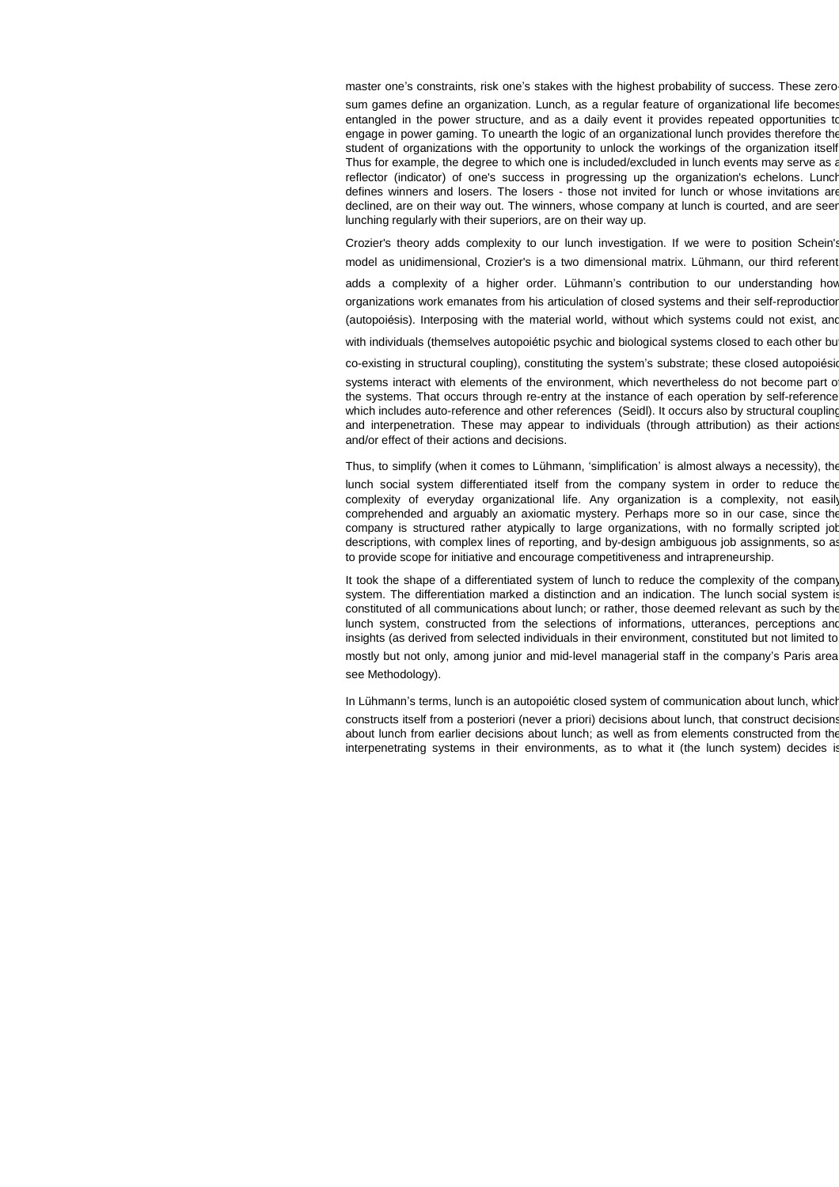master one's constraints, risk one's stakes with the highest probability of success. These zero-sum games define an organization. Lunch, as a regular feature of organizational life becomes entangled in the power structure, and as a daily event it provides repeated opportunities to engage in power gaming. To unearth the logic of an organizational lunch provides therefore the student of organizations with the opportunity to unlock the workings of the organization itself. Thus for example, the degree to which one is included/excluded in lunch events may serve as a reflector (indicator) of one's success in progressing up the organization's echelons. Lunch defines winners and losers. The losers - those not invited for lunch or whose invitations are declined, are on their way out. The winners, whose company at lunch is courted, and are seen lunching regularly with their superiors, are on their way up.

Crozier's theory adds complexity to our lunch investigation. If we were to position Schein's model as unidimensional, Crozier's is a two dimensional matrix. Lühmann, our third referent adds a complexity of a higher order. Lühmann's contribution to our understanding how organizations work emanates from his articulation of closed systems and their self-reproduction (autopoiésis). Interposing with the material world, without which systems could not exist, and with individuals (themselves autopoiétic psychic and biological systems closed to each other but co-existing in structural coupling), constituting the system's substrate; these closed autopoiésic systems interact with elements of the environment, which nevertheless do not become part of the systems. That occurs through re-entry at the instance of each operation by self-reference which includes auto-reference and other references (Seidl). It occurs also by structural coupling and interpenetration. These may appear to individuals (through attribution) as their actions and/or effect of their actions and decisions.

Thus, to simplify (when it comes to Lühmann, 'simplification' is almost always a necessity), the lunch social system differentiated itself from the company system in order to reduce the complexity of everyday organizational life. Any organization is a complexity, not easily comprehended and arguably an axiomatic mystery. Perhaps more so in our case, since the company is structured rather atypically to large organizations, with no formally scripted job descriptions, with complex lines of reporting, and by-design ambiguous job assignments, so as to provide scope for initiative and encourage competitiveness and intrapreneurship.

It took the shape of a differentiated system of lunch to reduce the complexity of the company system. The differentiation marked a distinction and an indication. The lunch social system is constituted of all communications about lunch; or rather, those deemed relevant as such by the lunch system, constructed from the selections of informations, utterances, perceptions and insights (as derived from selected individuals in their environment, constituted but not limited to mostly but not only, among junior and mid-level managerial staff in the company's Paris area, see Methodology).

In Lühmann's terms, lunch is an autopoiétic closed system of communication about lunch, which constructs itself from a posteriori (never a priori) decisions about lunch, that construct decisions about lunch from earlier decisions about lunch; as well as from elements constructed from the interpenetrating systems in their environments, as to what it (the lunch system) decides is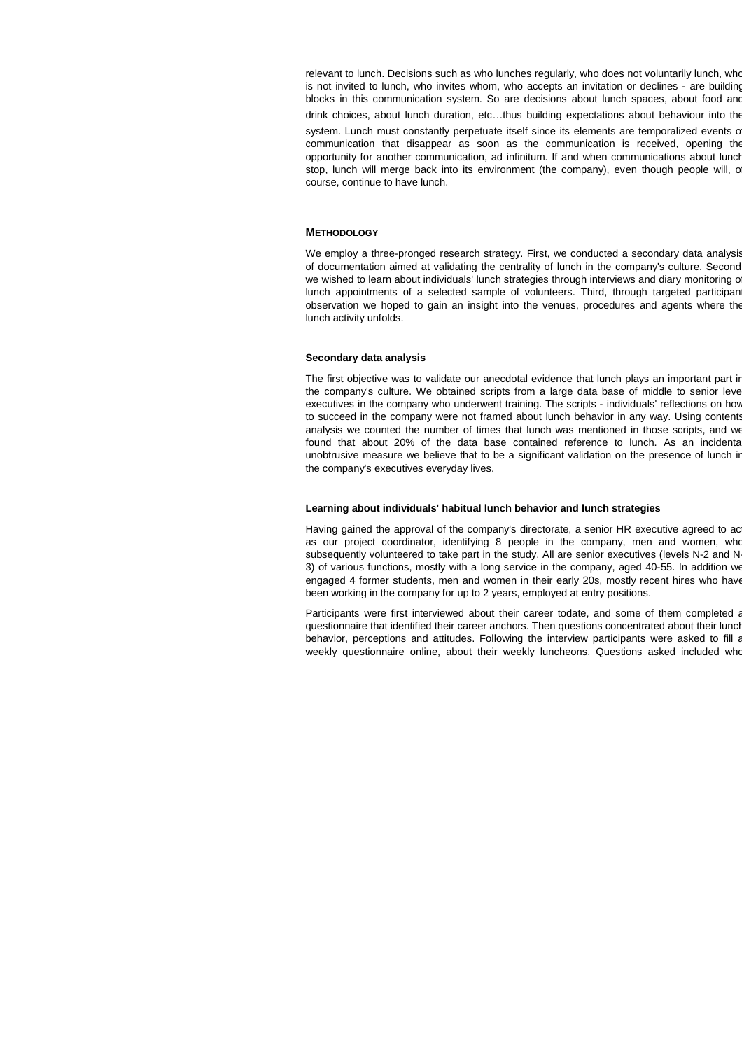relevant to lunch. Decisions such as who lunches regularly, who does not voluntarily lunch, who is not invited to lunch, who invites whom, who accepts an invitation or declines - are building blocks in this communication system. So are decisions about lunch spaces, about food and drink choices, about lunch duration, etc…thus building expectations about behaviour into the system. Lunch must constantly perpetuate itself since its elements are temporalized events of communication that disappear as soon as the communication is received, opening the opportunity for another communication, ad infinitum. If and when communications about lunch stop, lunch will merge back into its environment (the company), even though people will, of course, continue to have lunch.

## METHODOLOGY

We employ a three-pronged research strategy. First, we conducted a secondary data analysis of documentation aimed at validating the centrality of lunch in the company's culture. Second we wished to learn about individuals' lunch strategies through interviews and diary monitoring of lunch appointments of a selected sample of volunteers. Third, through targeted participant observation we hoped to gain an insight into the venues, procedures and agents where the lunch activity unfolds.

### Secondary data analysis

The first objective was to validate our anecdotal evidence that lunch plays an important part in the company's culture. We obtained scripts from a large data base of middle to senior level executives in the company who underwent training. The scripts - individuals' reflections on how to succeed in the company were not framed about lunch behavior in any way. Using contents analysis we counted the number of times that lunch was mentioned in those scripts, and we found that about 20% of the data base contained reference to lunch. As an incidental unobtrusive measure we believe that to be a significant validation on the presence of lunch in the company's executives everyday lives.

### Learning about individuals' habitual lunch behavior and lunch strategies

Having gained the approval of the company's directorate, a senior HR executive agreed to act as our project coordinator, identifying 8 people in the company, men and women, who subsequently volunteered to take part in the study. All are senior executives (levels N-2 and N-3) of various functions, mostly with a long service in the company, aged 40-55. In addition we engaged 4 former students, men and women in their early 20s, mostly recent hires who have been working in the company for up to 2 years, employed at entry positions.

Participants were first interviewed about their career todate, and some of them completed a questionnaire that identified their career anchors. Then questions concentrated about their lunch behavior, perceptions and attitudes. Following the interview participants were asked to fill a weekly questionnaire online, about their weekly luncheons. Questions asked included who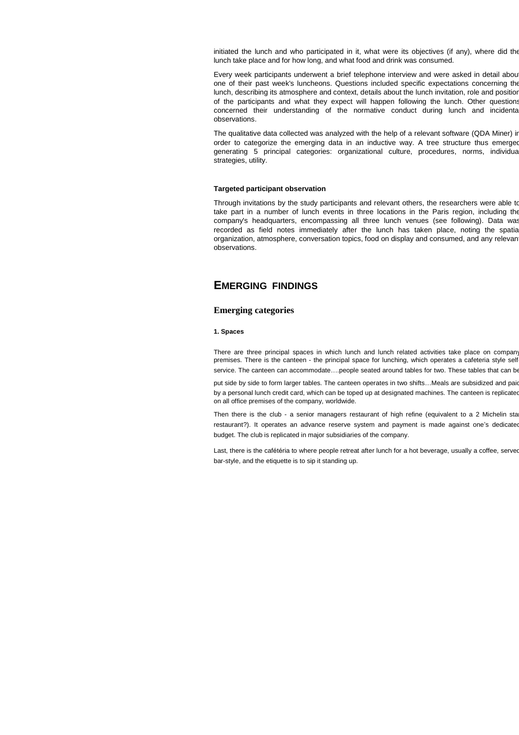initiated the lunch and who participated in it, what were its objectives (if any), where did the lunch take place and for how long, and what food and drink was consumed.

Every week participants underwent a brief telephone interview and were asked in detail about one of their past week's luncheons. Questions included specific expectations concerning the lunch, describing its atmosphere and context, details about the lunch invitation, role and position of the participants and what they expect will happen following the lunch. Other questions concerned their understanding of the normative conduct during lunch and incidental observations.

The qualitative data collected was analyzed with the help of a relevant software (QDA Miner) in order to categorize the emerging data in an inductive way. A tree structure thus emerged generating 5 principal categories: organizational culture, procedures, norms, individual strategies, utility.

**Targeted participant observation**

Through invitations by the study participants and relevant others, the researchers were able to take part in a number of lunch events in three locations in the Paris region, including the company's headquarters, encompassing all three lunch venues (see following). Data was recorded as field notes immediately after the lunch has taken place, noting the spatial organization, atmosphere, conversation topics, food on display and consumed, and any relevant observations.

## EMERGING FINDINGS

### Emerging categories

#### 1. Spaces

There are three principal spaces in which lunch and lunch related activities take place on company premises. There is the canteen - the principal space for lunching, which operates a cafeteria style self-service. The canteen can accommodate….people seated around tables for two. These tables that can be put side by side to form larger tables. The canteen operates in two shifts…Meals are subsidized and paid by a personal lunch credit card, which can be toped up at designated machines. The canteen is replicated on all office premises of the company, worldwide.

Then there is the club - a senior managers restaurant of high refine (equivalent to a 2 Michelin star restaurant?). It operates an advance reserve system and payment is made against one's dedicated budget. The club is replicated in major subsidiaries of the company.

Last, there is the cafétéria to where people retreat after lunch for a hot beverage, usually a coffee, served bar-style, and the etiquette is to sip it standing up.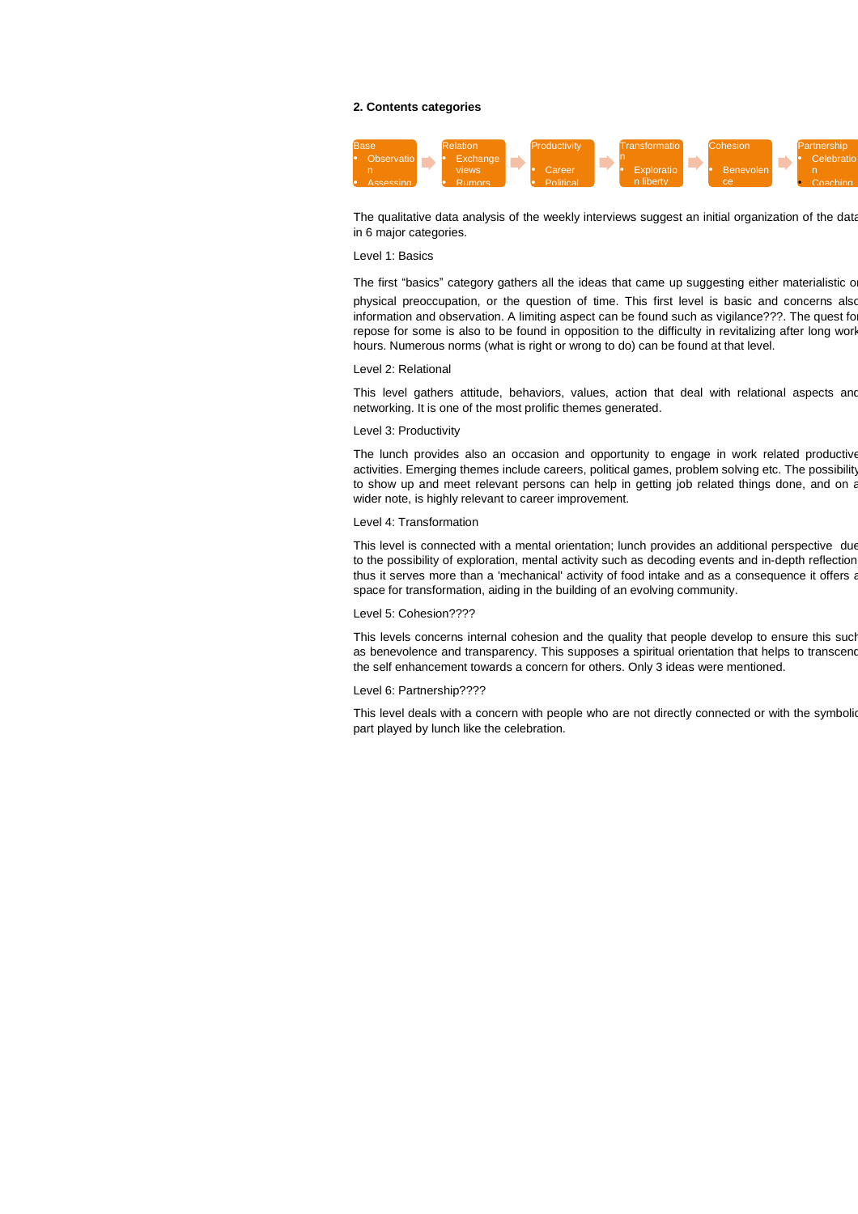**2. Contents categories**

Base
- Observation
- Assessing

Relation
- Exchange views
- Rumors

Productivity
- Career
- Political

Transformation
- Exploration liberty

Cohesion
- Benevolence

Partnership
- Celebration
- Coaching

The qualitative data analysis of the weekly interviews suggest an initial organization of the data in 6 major categories.

Level 1: Basics

The first "basics" category gathers all the ideas that came up suggesting either materialistic or physical preoccupation, or the question of time. This first level is basic and concerns also information and observation. A limiting aspect can be found such as vigilance???. The quest for repose for some is also to be found in opposition to the difficulty in revitalizing after long work hours. Numerous norms (what is right or wrong to do) can be found at that level.

Level 2: Relational

This level gathers attitude, behaviors, values, action that deal with relational aspects and networking. It is one of the most prolific themes generated.

Level 3: Productivity

The lunch provides also an occasion and opportunity to engage in work related productive activities. Emerging themes include careers, political games, problem solving etc. The possibility to show up and meet relevant persons can help in getting job related things done, and on a wider note, is highly relevant to career improvement.

Level 4: Transformation

This level is connected with a mental orientation; lunch provides an additional perspective due to the possibility of exploration, mental activity such as decoding events and in-depth reflection thus it serves more than a 'mechanical' activity of food intake and as a consequence it offers a space for transformation, aiding in the building of an evolving community.

Level 5: Cohesion????

This levels concerns internal cohesion and the quality that people develop to ensure this such as benevolence and transparency. This supposes a spiritual orientation that helps to transcend the self enhancement towards a concern for others. Only 3 ideas were mentioned.

Level 6: Partnership????

This level deals with a concern with people who are not directly connected or with the symbolic part played by lunch like the celebration.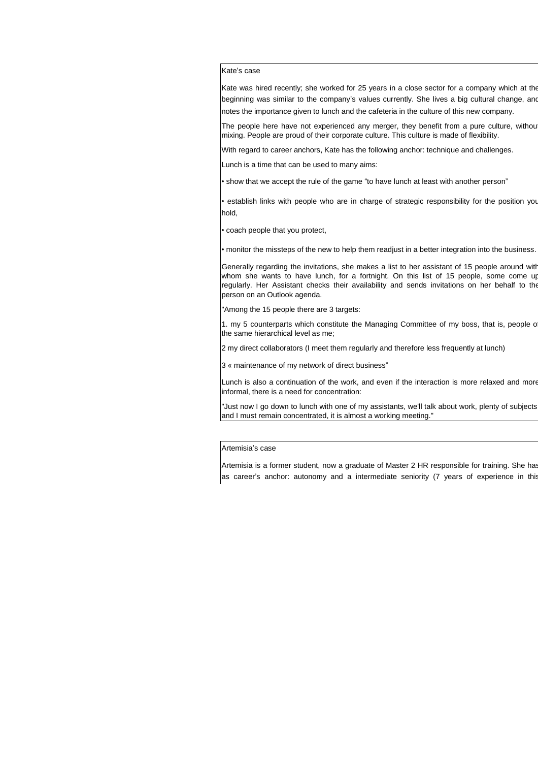Kate's case

Kate was hired recently; she worked for 25 years in a close sector for a company which at the beginning was similar to the company's values currently. She lives a big cultural change, and notes the importance given to lunch and the cafeteria in the culture of this new company.

The people here have not experienced any merger, they benefit from a pure culture, without mixing. People are proud of their corporate culture. This culture is made of flexibility.

With regard to career anchors, Kate has the following anchor: technique and challenges.

Lunch is a time that can be used to many aims:

- show that we accept the rule of the game "to have lunch at least with another person"
- establish links with people who are in charge of strategic responsibility for the position you hold,
- coach people that you protect,
- monitor the missteps of the new to help them readjust in a better integration into the business.

Generally regarding the invitations, she makes a list to her assistant of 15 people around with whom she wants to have lunch, for a fortnight. On this list of 15 people, some come up regularly. Her Assistant checks their availability and sends invitations on her behalf to the person on an Outlook agenda.

"Among the 15 people there are 3 targets:

1. my 5 counterparts which constitute the Managing Committee of my boss, that is, people of the same hierarchical level as me;

2 my direct collaborators (I meet them regularly and therefore less frequently at lunch)

3 « maintenance of my network of direct business"

Lunch is also a continuation of the work, and even if the interaction is more relaxed and more informal, there is a need for concentration:

"Just now I go down to lunch with one of my assistants, we'll talk about work, plenty of subjects and I must remain concentrated, it is almost a working meeting."

Artemisia's case

Artemisia is a former student, now a graduate of Master 2 HR responsible for training. She has as career's anchor: autonomy and a intermediate seniority (7 years of experience in this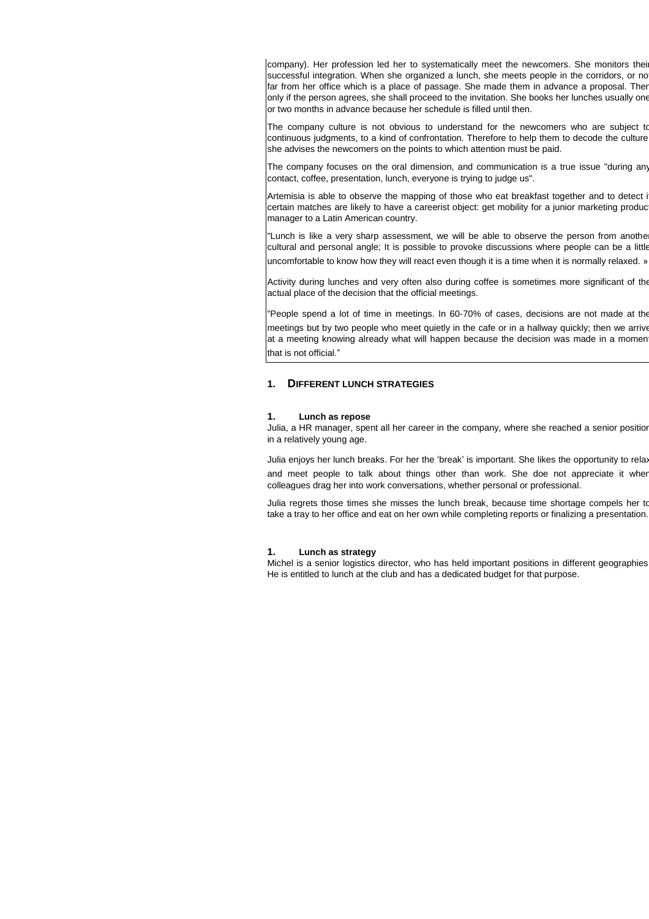company). Her profession led her to systematically meet the newcomers. She monitors their successful integration. When she organized a lunch, she meets people in the corridors, or not far from her office which is a place of passage. She made them in advance a proposal. Then only if the person agrees, she shall proceed to the invitation. She books her lunches usually one or two months in advance because her schedule is filled until then.

The company culture is not obvious to understand for the newcomers who are subject to continuous judgments, to a kind of confrontation. Therefore to help them to decode the culture she advises the newcomers on the points to which attention must be paid.

The company focuses on the oral dimension, and communication is a true issue "during any contact, coffee, presentation, lunch, everyone is trying to judge us".

Artemisia is able to observe the mapping of those who eat breakfast together and to detect if certain matches are likely to have a careerist object: get mobility for a junior marketing product manager to a Latin American country.

"Lunch is like a very sharp assessment, we will be able to observe the person from another cultural and personal angle; It is possible to provoke discussions where people can be a little uncomfortable to know how they will react even though it is a time when it is normally relaxed. »

Activity during lunches and very often also during coffee is sometimes more significant of the actual place of the decision that the official meetings.

"People spend a lot of time in meetings. In 60-70% of cases, decisions are not made at the meetings but by two people who meet quietly in the cafe or in a hallway quickly; then we arrive at a meeting knowing already what will happen because the decision was made in a moment that is not official."

## 1. DIFFERENT LUNCH STRATEGIES

### 1. Lunch as repose

Julia, a HR manager, spent all her career in the company, where she reached a senior position in a relatively young age.

Julia enjoys her lunch breaks. For her the 'break' is important. She likes the opportunity to relax and meet people to talk about things other than work. She doe not appreciate it when colleagues drag her into work conversations, whether personal or professional.

Julia regrets those times she misses the lunch break, because time shortage compels her to take a tray to her office and eat on her own while completing reports or finalizing a presentation.

### 1. Lunch as strategy

Michel is a senior logistics director, who has held important positions in different geographies. He is entitled to lunch at the club and has a dedicated budget for that purpose.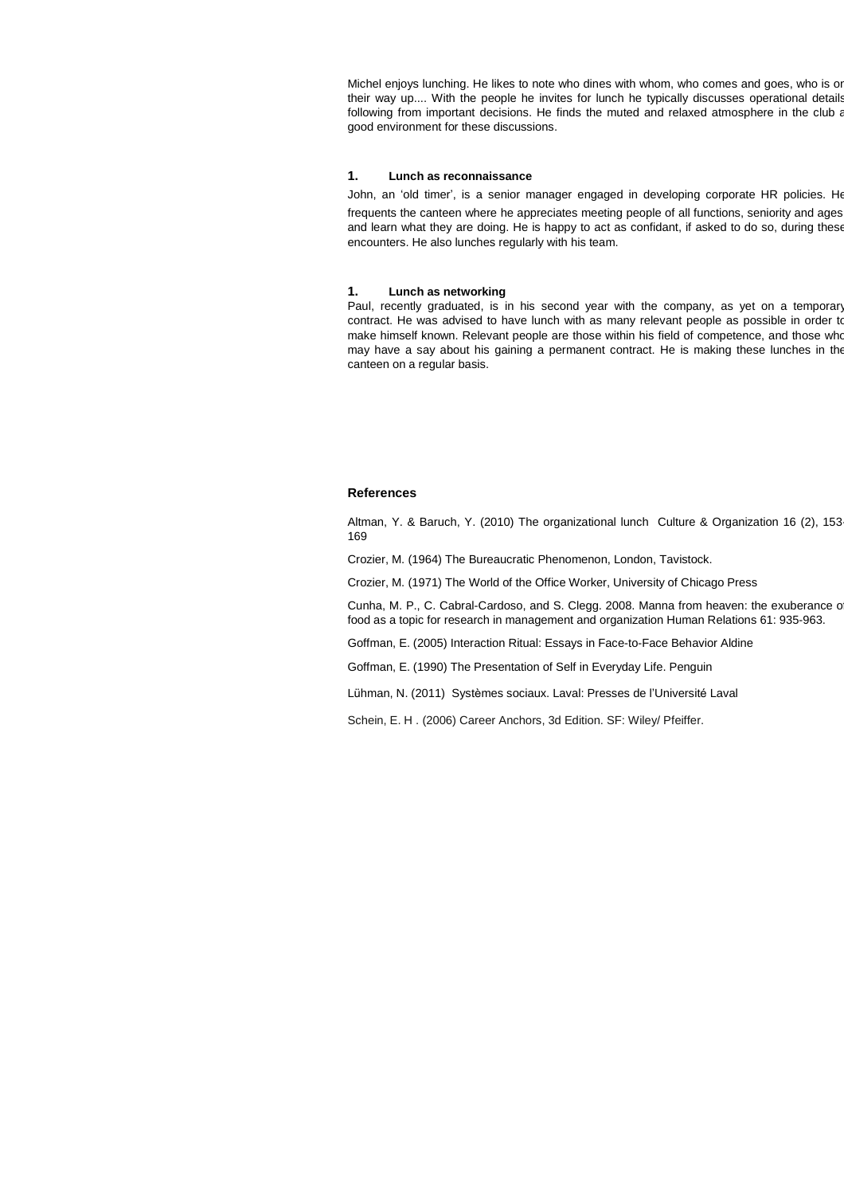Michel enjoys lunching. He likes to note who dines with whom, who comes and goes, who is or their way up.... With the people he invites for lunch he typically discusses operational details following from important decisions. He finds the muted and relaxed atmosphere in the club a good environment for these discussions.

### 1. Lunch as reconnaissance

John, an 'old timer', is a senior manager engaged in developing corporate HR policies. He frequents the canteen where he appreciates meeting people of all functions, seniority and ages and learn what they are doing. He is happy to act as confidant, if asked to do so, during these encounters. He also lunches regularly with his team.

### 1. Lunch as networking

Paul, recently graduated, is in his second year with the company, as yet on a temporary contract. He was advised to have lunch with as many relevant people as possible in order to make himself known. Relevant people are those within his field of competence, and those who may have a say about his gaining a permanent contract. He is making these lunches in the canteen on a regular basis.

## References

Altman, Y. & Baruch, Y. (2010) The organizational lunch Culture & Organization 16 (2), 153-169

Crozier, M. (1964) The Bureaucratic Phenomenon, London, Tavistock.

Crozier, M. (1971) The World of the Office Worker, University of Chicago Press

Cunha, M. P., C. Cabral-Cardoso, and S. Clegg. 2008. Manna from heaven: the exuberance of food as a topic for research in management and organization Human Relations 61: 935-963.

Goffman, E. (2005) Interaction Ritual: Essays in Face-to-Face Behavior Aldine

Goffman, E. (1990) The Presentation of Self in Everyday Life. Penguin

Lühman, N. (2011) Systèmes sociaux. Laval: Presses de l'Université Laval

Schein, E. H . (2006) Career Anchors, 3d Edition. SF: Wiley/ Pfeiffer.